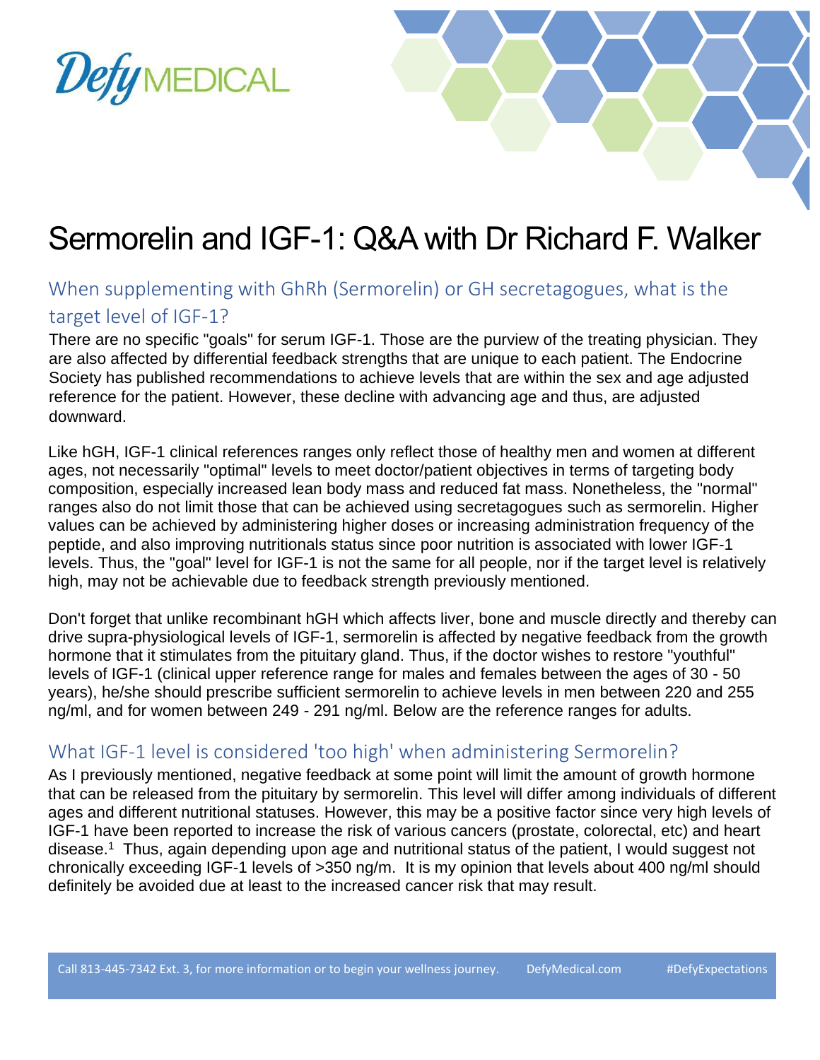Defy MEDICAL

# Sermorelin and IGF-1: Q&A with Dr Richard F. Walker

## When supplementing with GhRh (Sermorelin) or GH secretagogues, what is the target level of IGF-1?

There are no specific "goals" for serum IGF-1. Those are the purview of the treating physician. They are also affected by differential feedback strengths that are unique to each patient. The Endocrine Society has published recommendations to achieve levels that are within the sex and age adjusted reference for the patient. However, these decline with advancing age and thus, are adjusted downward.

Like hGH, IGF-1 clinical references ranges only reflect those of healthy men and women at different ages, not necessarily "optimal" levels to meet doctor/patient objectives in terms of targeting body composition, especially increased lean body mass and reduced fat mass. Nonetheless, the "normal" ranges also do not limit those that can be achieved using secretagogues such as sermorelin. Higher values can be achieved by administering higher doses or increasing administration frequency of the peptide, and also improving nutritionals status since poor nutrition is associated with lower IGF-1 levels. Thus, the "goal" level for IGF-1 is not the same for all people, nor if the target level is relatively high, may not be achievable due to feedback strength previously mentioned.

Don't forget that unlike recombinant hGH which affects liver, bone and muscle directly and thereby can drive supra-physiological levels of IGF-1, sermorelin is affected by negative feedback from the growth hormone that it stimulates from the pituitary gland. Thus, if the doctor wishes to restore "youthful" levels of IGF-1 (clinical upper reference range for males and females between the ages of 30 - 50 years), he/she should prescribe sufficient sermorelin to achieve levels in men between 220 and 255 ng/ml, and for women between 249 - 291 ng/ml. Below are the reference ranges for adults.

## What IGF-1 level is considered 'too high' when administering Sermorelin?

As I previously mentioned, negative feedback at some point will limit the amount of growth hormone that can be released from the pituitary by sermorelin. This level will differ among individuals of different ages and different nutritional statuses. However, this may be a positive factor since very high levels of IGF-1 have been reported to increase the risk of various cancers (prostate, colorectal, etc) and heart disease.[1] Thus, again depending upon age and nutritional status of the patient, I would suggest not chronically exceeding IGF-1 levels of >350 ng/m. It is my opinion that levels about 400 ng/ml should definitely be avoided due at least to the increased cancer risk that may result.

Call 813-445-7342 Ext. 3, for more information or to begin your wellness journey. DefyMedical.com #DefyExpectations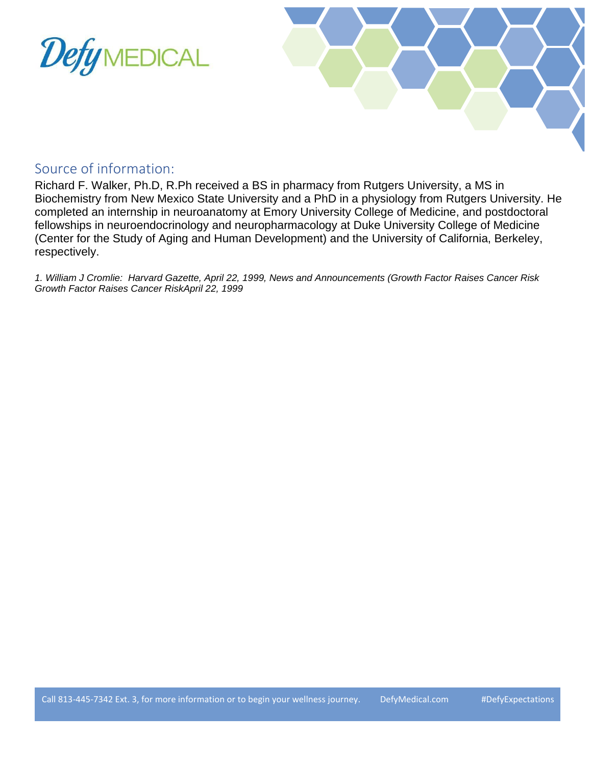## Source of information:

Richard F. Walker, Ph.D, R.Ph received a BS in pharmacy from Rutgers University, a MS in Biochemistry from New Mexico State University and a PhD in a physiology from Rutgers University. He completed an internship in neuroanatomy at Emory University College of Medicine, and postdoctoral fellowships in neuroendocrinology and neuropharmacology at Duke University College of Medicine (Center for the Study of Aging and Human Development) and the University of California, Berkeley, respectively.

*1. William J Cromlie: Harvard Gazette, April 22, 1999, News and Announcements (Growth Factor Raises Cancer Risk Growth Factor Raises Cancer RiskApril 22, 1999*